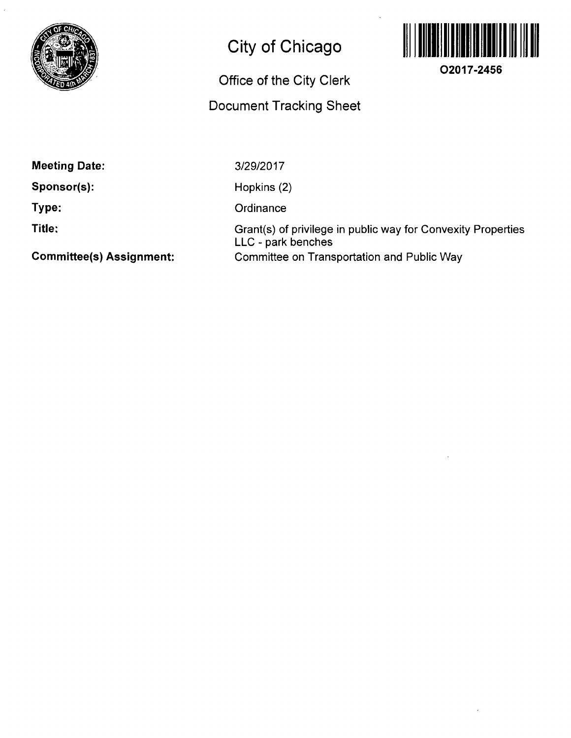# City of Chicago

## Office of the City Clerk

## Document Tracking Sheet

O2017-2456

**Meeting Date:** 3/29/2017

**Sponsor(s):** Hopkins (2)

**Type:** Ordinance

**Title:** Grant(s) of privilege in public way for Convexity Properties LLC - park benches

**Committee(s) Assignment:** Committee on Transportation and Public Way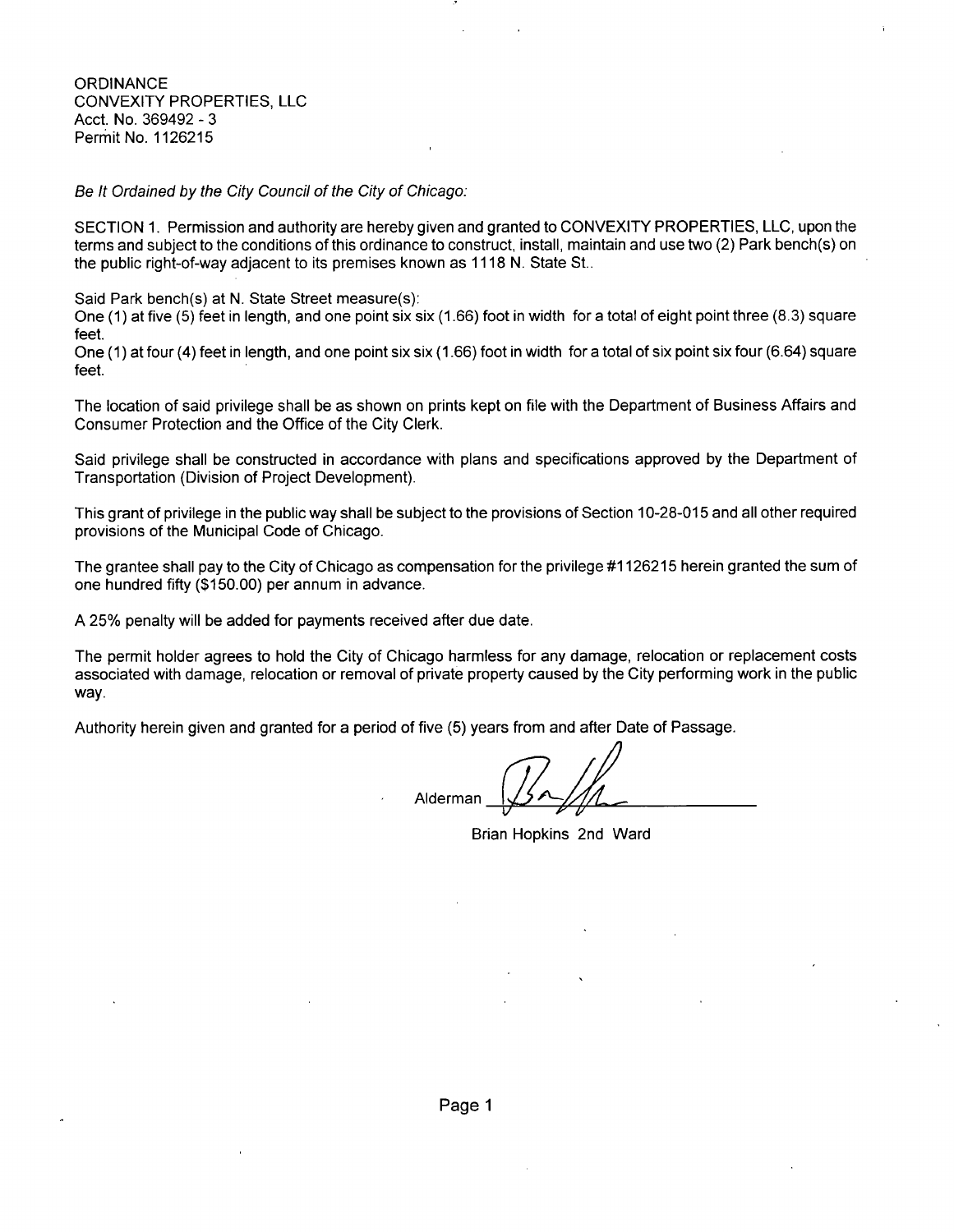ORDINANCE
CONVEXITY PROPERTIES, LLC
Acct. No. 369492 - 3
Permit No. 1126215

*Be It Ordained by the City Council of the City of Chicago:*

SECTION 1. Permission and authority are hereby given and granted to CONVEXITY PROPERTIES, LLC, upon the terms and subject to the conditions of this ordinance to construct, install, maintain and use two (2) Park bench(s) on the public right-of-way adjacent to its premises known as 1118 N. State St..

Said Park bench(s) at N. State Street measure(s):
One (1) at five (5) feet in length, and one point six six (1.66) foot in width for a total of eight point three (8.3) square feet.
One (1) at four (4) feet in length, and one point six six (1.66) foot in width for a total of six point six four (6.64) square feet.

The location of said privilege shall be as shown on prints kept on file with the Department of Business Affairs and Consumer Protection and the Office of the City Clerk.

Said privilege shall be constructed in accordance with plans and specifications approved by the Department of Transportation (Division of Project Development).

This grant of privilege in the public way shall be subject to the provisions of Section 10-28-015 and all other required provisions of the Municipal Code of Chicago.

The grantee shall pay to the City of Chicago as compensation for the privilege #1126215 herein granted the sum of one hundred fifty ($150.00) per annum in advance.

A 25% penalty will be added for payments received after due date.

The permit holder agrees to hold the City of Chicago harmless for any damage, relocation or replacement costs associated with damage, relocation or removal of private property caused by the City performing work in the public way.

Authority herein given and granted for a period of five (5) years from and after Date of Passage.

Alderman ______________________

Brian Hopkins 2nd Ward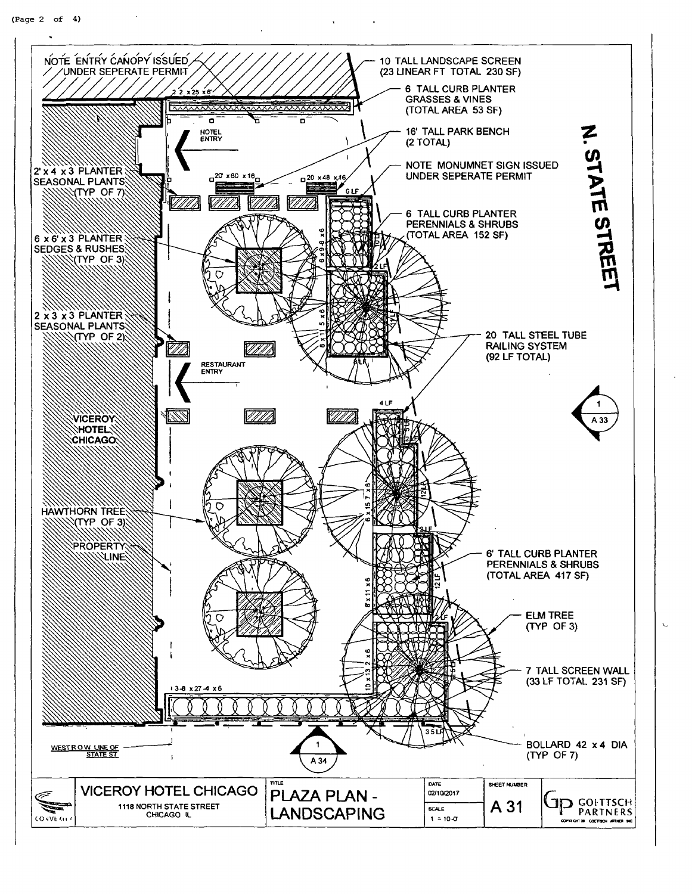NOTE ENTRY CANOPY ISSUED UNDER SEPERATE PERMIT

10 TALL LANDSCAPE SCREEN (23 LINEAR FT TOTAL 230 SF)

2 2 x 25 x 6

6 TALL CURB PLANTER GRASSES & VINES (TOTAL AREA 53 SF)

HOTEL ENTRY

16' TALL PARK BENCH (2 TOTAL)

N. STATE STREET

2' x 4 x 3 PLANTER SEASONAL PLANTS (TYP OF 7)

20' x 60 x 16

20 x 48 x 16

NOTE MONUMNET SIGN ISSUED UNDER SEPERATE PERMIT

6 LF

6 TALL CURB PLANTER PERENNIALS & SHRUBS (TOTAL AREA 152 SF)

6 x 6' x 3 PLANTER SEDGES & RUSHES (TYP OF 3)

6 x 9-6 x 6

10 LF

2 LF

8 x 11 5 x 6

12 LF

2 x 3 x 3 PLANTER SEASONAL PLANTS (TYP OF 2)

20 TALL STEEL TUBE RAILING SYSTEM (92 LF TOTAL)

8 LF

RESTAURANT ENTRY

4 LF

VICEROY HOTEL CHICAGO

1 / A 33

2 LF

6 x 15 7 x 6

12 LF

HAWTHORN TREE (TYP OF 3)

2 LF

PROPERTY LINE

8 x 11 x 6

12 LF

6' TALL CURB PLANTER PERENNIALS & SHRUBS (TOTAL AREA 417 SF)

2 LF

ELM TREE (TYP OF 3)

10 x 13 2 x 6

7 TALL SCREEN WALL (33 LF TOTAL 231 SF)

1 3-8 x 27-4 x 6

3 5 LF

WEST R O W LINE OF STATE ST

1 / A 34

BOLLARD 42 x 4 DIA (TYP OF 7)

| | | | | | |
|---|---|---|---|---|---|
| CONVERGE | VICEROY HOTEL CHICAGO<br>1118 NORTH STATE STREET<br>CHICAGO IL | TITLE<br>PLAZA PLAN - LANDSCAPING | DATE<br>02/10/2017<br>SCALE<br>1 = 10-0 | SHEET NUMBER<br>A 31 | GOETTSCH PARTNERS<br>COPYRIGHT GOETTSCH PARTNERS INC |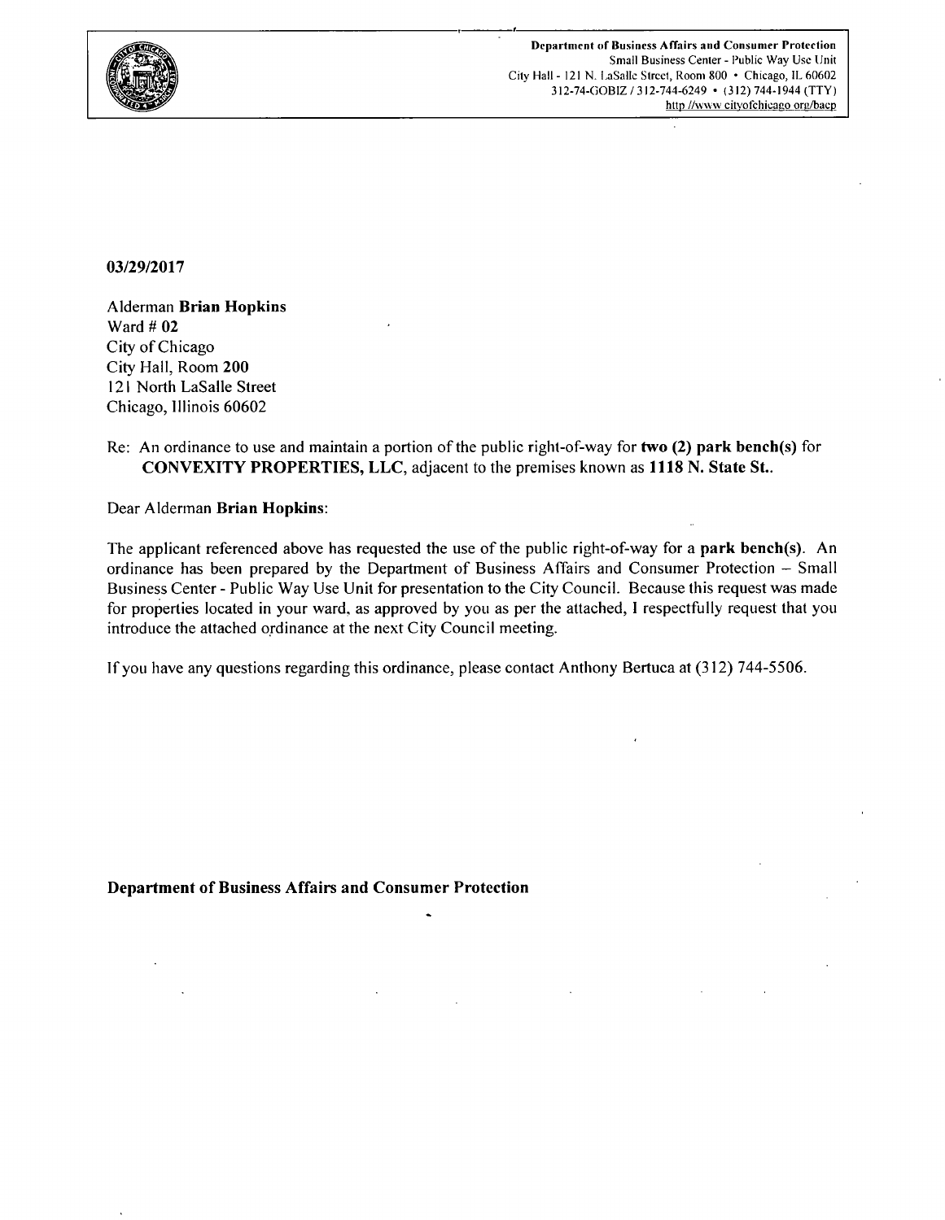**Department of Business Affairs and Consumer Protection**
Small Business Center - Public Way Use Unit
City Hall - 121 N. LaSalle Street, Room 800 • Chicago, IL 60602
312-74-GOBIZ / 312-744-6249 • (312) 744-1944 (TTY)
http //www cityofchicago org/bacp

**03/29/2017**

Alderman **Brian Hopkins**
Ward # **02**
City of Chicago
City Hall, Room **200**
121 North LaSalle Street
Chicago, Illinois 60602

Re: An ordinance to use and maintain a portion of the public right-of-way for **two (2) park bench(s)** for **CONVEXITY PROPERTIES, LLC**, adjacent to the premises known as **1118 N. State St.**.

Dear Alderman **Brian Hopkins**:

The applicant referenced above has requested the use of the public right-of-way for a **park bench(s)**. An ordinance has been prepared by the Department of Business Affairs and Consumer Protection – Small Business Center - Public Way Use Unit for presentation to the City Council. Because this request was made for properties located in your ward, as approved by you as per the attached, I respectfully request that you introduce the attached ordinance at the next City Council meeting.

If you have any questions regarding this ordinance, please contact Anthony Bertuca at (312) 744-5506.

**Department of Business Affairs and Consumer Protection**